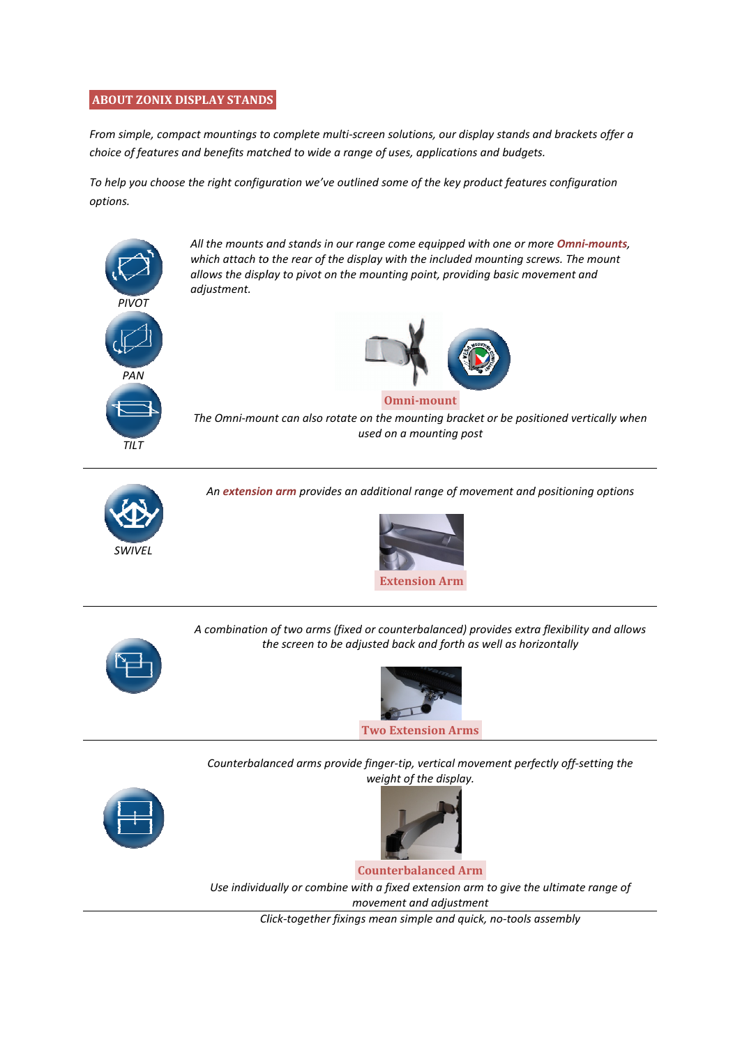## ABOUT ZONIX DISPLAY STANDS

*From simple, compact mountings to complete multi-screen solutions, our display stands and brackets offer a choice of features and benefits matched to wide a range of uses, applications and budgets.*

*To help you choose the right configuration we've outlined some of the key product features configuration options.*

PIVOT

PAN

TILT

*All the mounts and stands in our range come equipped with one or more **Omni-mounts**, which attach to the rear of the display with the included mounting screws. The mount allows the display to pivot on the mounting point, providing basic movement and adjustment.*

**Omni-mount**

*The Omni-mount can also rotate on the mounting bracket or be positioned vertically when used on a mounting post*

---

SWIVEL

*An **extension arm** provides an additional range of movement and positioning options*

**Extension Arm**

---

*A combination of two arms (fixed or counterbalanced) provides extra flexibility and allows the screen to be adjusted back and forth as well as horizontally*

**Two Extension Arms**

---

*Counterbalanced arms provide finger-tip, vertical movement perfectly off-setting the weight of the display.*

**Counterbalanced Arm**

*Use individually or combine with a fixed extension arm to give the ultimate range of movement and adjustment*

---

*Click-together fixings mean simple and quick, no-tools assembly*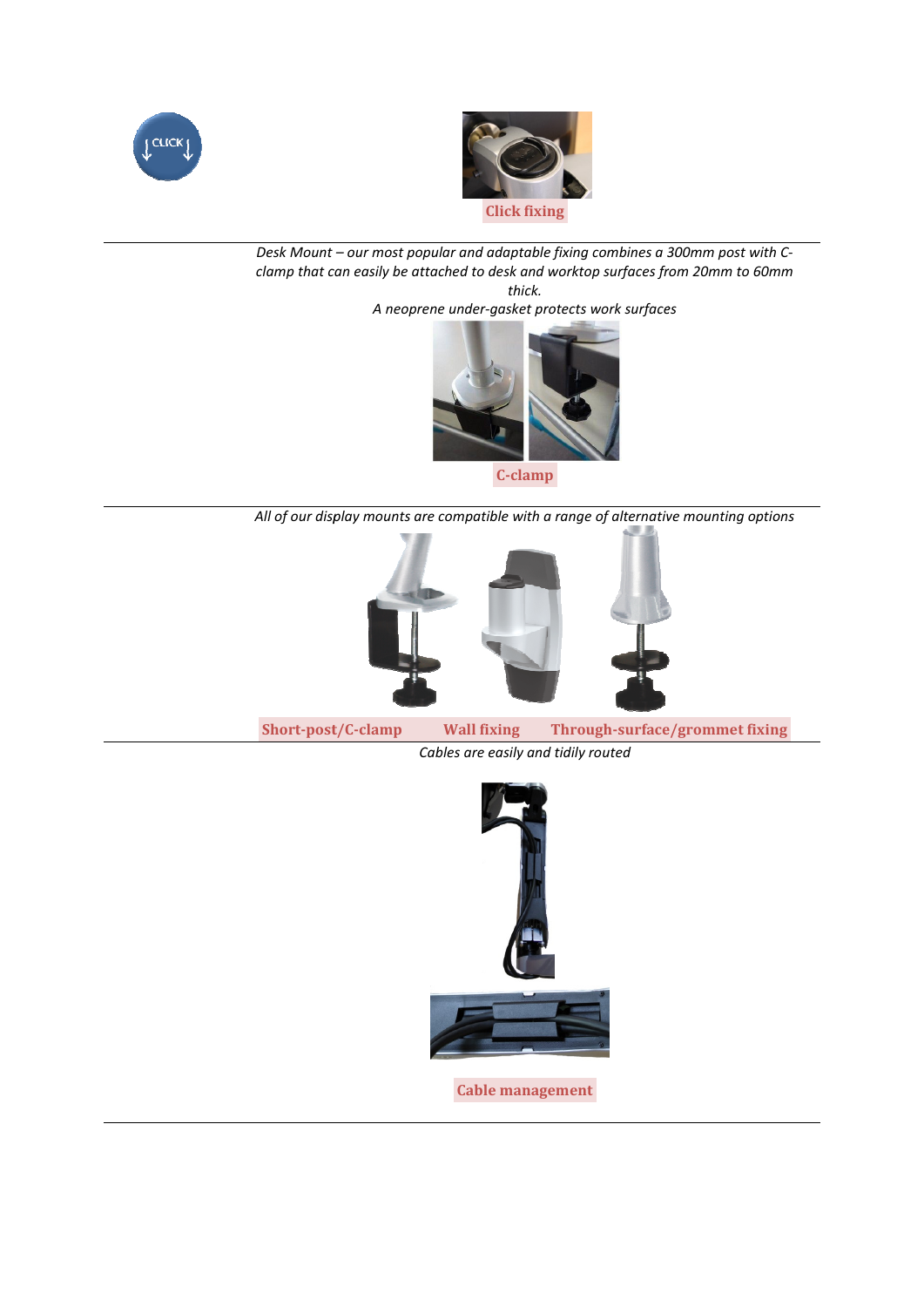CLICK

**Click fixing**

---

*Desk Mount – our most popular and adaptable fixing combines a 300mm post with C-clamp that can easily be attached to desk and worktop surfaces from 20mm to 60mm thick.*

*A neoprene under-gasket protects work surfaces*

**C-clamp**

---

*All of our display mounts are compatible with a range of alternative mounting options*

**Short-post/C-clamp** **Wall fixing** **Through-surface/grommet fixing**

---

*Cables are easily and tidily routed*

**Cable management**

---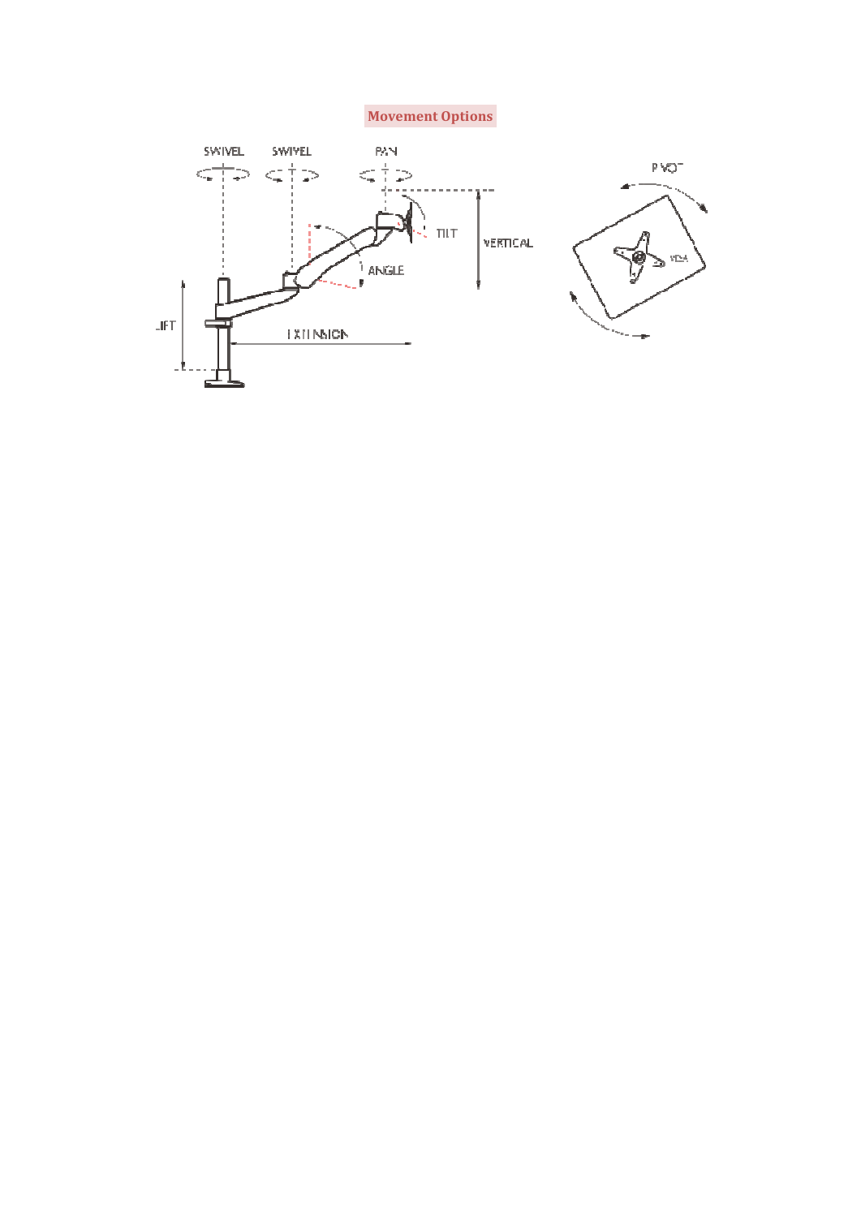## Movement Options

SWIVEL

SWIVEL

PAN

TILT

VERTICAL

ANGLE

LIFT

EXTENSION

PIVOT

VESA